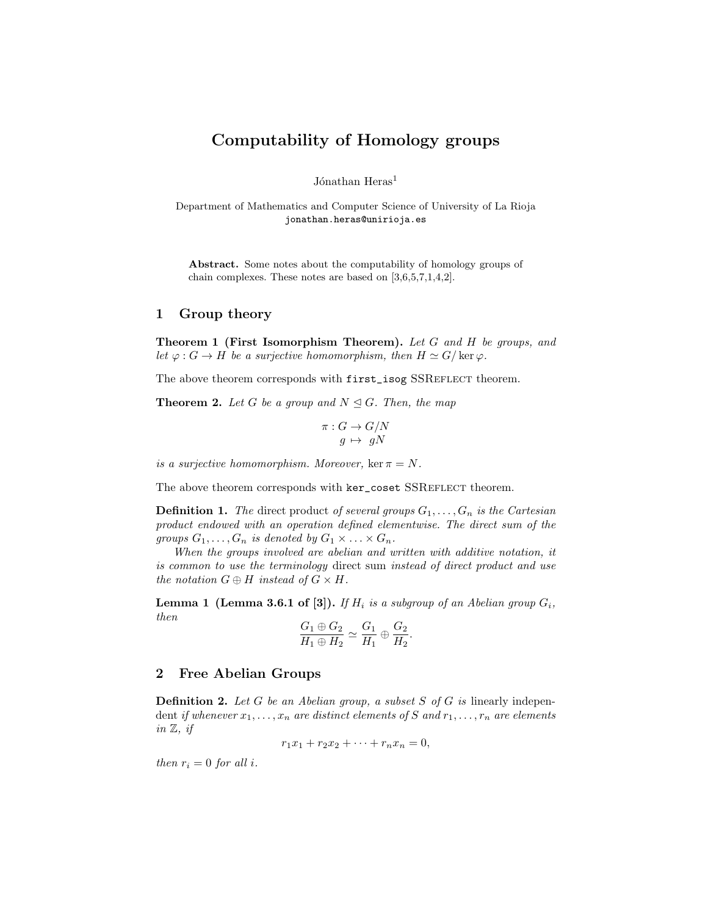#  Computability of Homology groups

Jónathan Heras[1]

Department of Mathematics and Computer Science of University of La Rioja
jonathan.heras@unirioja.es

**Abstract.** Some notes about the computability of homology groups of chain complexes. These notes are based on [3,6,5,7,1,4,2].

## 1 Group theory

**Theorem 1 (First Isomorphism Theorem).** *Let $G$ and $H$ be groups, and let $\varphi : G \to H$ be a surjective homomorphism, then $H \simeq G/\ker \varphi$.*

The above theorem corresponds with `first_isog` SSReflect theorem.

**Theorem 2.** *Let $G$ be a group and $N \trianglelefteq G$. Then, the map*

$$\begin{aligned} \pi : G &\to G/N \\ g &\mapsto gN \end{aligned}$$

*is a surjective homomorphism. Moreover, $\ker \pi = N$.*

The above theorem corresponds with `ker_coset` SSReflect theorem.

**Definition 1.** *The* direct product *of several groups $G_1, \ldots, G_n$ is the Cartesian product endowed with an operation defined elementwise. The direct sum of the groups $G_1, \ldots, G_n$ is denoted by $G_1 \times \ldots \times G_n$.*

*When the groups involved are abelian and written with additive notation, it is common to use the terminology* direct sum *instead of direct product and use the notation $G \oplus H$ instead of $G \times H$.*

**Lemma 1 (Lemma 3.6.1 of [3]).** *If $H_i$ is a subgroup of an Abelian group $G_i$, then*

$$\frac{G_1 \oplus G_2}{H_1 \oplus H_2} \simeq \frac{G_1}{H_1} \oplus \frac{G_2}{H_2}.$$

## 2 Free Abelian Groups

**Definition 2.** *Let $G$ be an Abelian group, a subset $S$ of $G$ is* linearly independent *if whenever $x_1, \ldots, x_n$ are distinct elements of $S$ and $r_1, \ldots, r_n$ are elements in $\mathbb{Z}$, if*

$$r_1 x_1 + r_2 x_2 + \cdots + r_n x_n = 0,$$

*then $r_i = 0$ for all $i$.*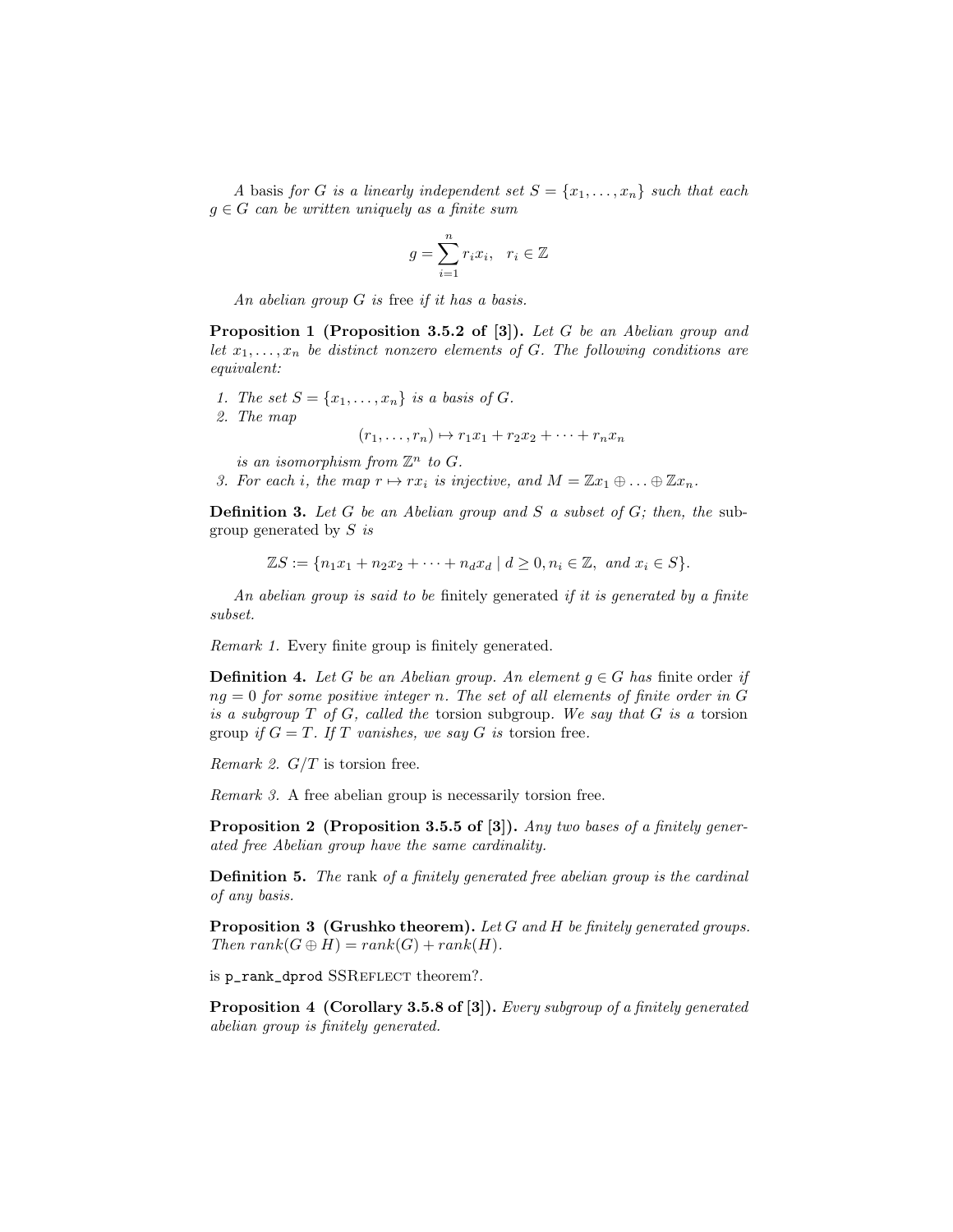*A* basis *for $G$ is a linearly independent set $S = \{x_1, \ldots, x_n\}$ such that each $g \in G$ can be written uniquely as a finite sum*

$$g = \sum_{i=1}^{n} r_i x_i, \quad r_i \in \mathbb{Z}$$

*An abelian group $G$ is* free *if it has a basis.*

**Proposition 1 (Proposition 3.5.2 of [3]).** *Let $G$ be an Abelian group and let $x_1, \ldots, x_n$ be distinct nonzero elements of $G$. The following conditions are equivalent:*

1. *The set $S = \{x_1, \ldots, x_n\}$ is a basis of $G$.*
2. *The map*
$$(r_1, \ldots, r_n) \mapsto r_1 x_1 + r_2 x_2 + \cdots + r_n x_n$$
*is an isomorphism from $\mathbb{Z}^n$ to $G$.*
3. *For each $i$, the map $r \mapsto r x_i$ is injective, and $M = \mathbb{Z}x_1 \oplus \ldots \oplus \mathbb{Z}x_n$.*

**Definition 3.** *Let $G$ be an Abelian group and $S$ a subset of $G$; then, the* subgroup generated by *$S$ is*

$$\mathbb{Z}S := \{n_1 x_1 + n_2 x_2 + \cdots + n_d x_d \mid d \geq 0, n_i \in \mathbb{Z}, \text{ and } x_i \in S\}.$$

*An abelian group is said to be* finitely generated *if it is generated by a finite subset.*

*Remark 1.* Every finite group is finitely generated.

**Definition 4.** *Let $G$ be an Abelian group. An element $g \in G$ has* finite order *if $ng = 0$ for some positive integer $n$. The set of all elements of finite order in $G$ is a subgroup $T$ of $G$, called the* torsion subgroup*. We say that $G$ is a* torsion group *if $G = T$. If $T$ vanishes, we say $G$ is* torsion free*.*

*Remark 2.* $G/T$ is torsion free.

*Remark 3.* A free abelian group is necessarily torsion free.

**Proposition 2 (Proposition 3.5.5 of [3]).** *Any two bases of a finitely generated free Abelian group have the same cardinality.*

**Definition 5.** *The* rank *of a finitely generated free abelian group is the cardinal of any basis.*

**Proposition 3 (Grushko theorem).** *Let $G$ and $H$ be finitely generated groups. Then $rank(G \oplus H) = rank(G) + rank(H)$.*

is `p_rank_dprod` SSReflect theorem?.

**Proposition 4 (Corollary 3.5.8 of [3]).** *Every subgroup of a finitely generated abelian group is finitely generated.*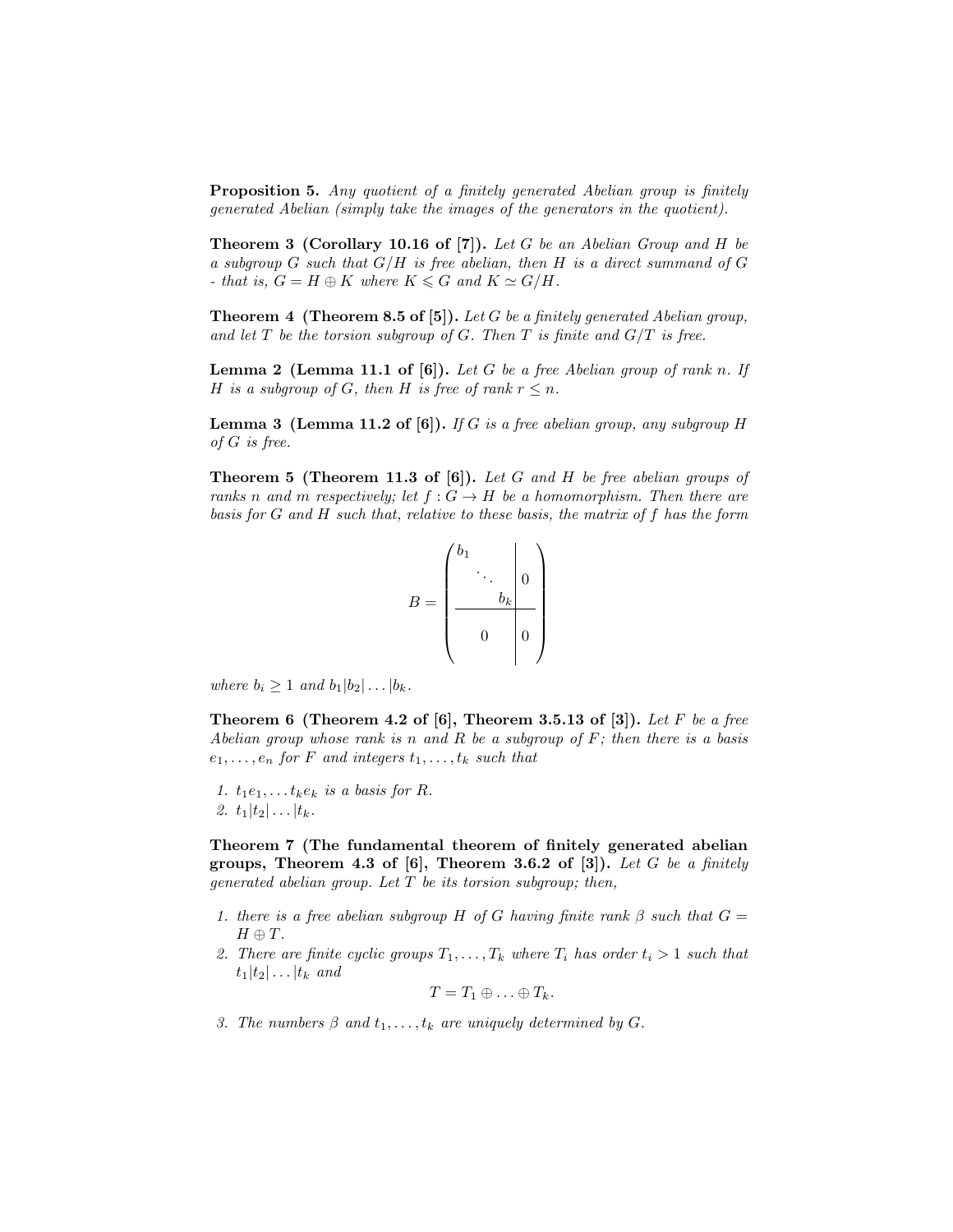**Proposition 5.** *Any quotient of a finitely generated Abelian group is finitely generated Abelian (simply take the images of the generators in the quotient).*

**Theorem 3 (Corollary 10.16 of [7]).** *Let $G$ be an Abelian Group and $H$ be a subgroup $G$ such that $G/H$ is free abelian, then $H$ is a direct summand of $G$ - that is, $G = H \oplus K$ where $K \leqslant G$ and $K \simeq G/H$.*

**Theorem 4 (Theorem 8.5 of [5]).** *Let $G$ be a finitely generated Abelian group, and let $T$ be the torsion subgroup of $G$. Then $T$ is finite and $G/T$ is free.*

**Lemma 2 (Lemma 11.1 of [6]).** *Let $G$ be a free Abelian group of rank $n$. If $H$ is a subgroup of $G$, then $H$ is free of rank $r \leq n$.*

**Lemma 3 (Lemma 11.2 of [6]).** *If $G$ is a free abelian group, any subgroup $H$ of $G$ is free.*

**Theorem 5 (Theorem 11.3 of [6]).** *Let $G$ and $H$ be free abelian groups of ranks $n$ and $m$ respectively; let $f : G \to H$ be a homomorphism. Then there are basis for $G$ and $H$ such that, relative to these basis, the matrix of $f$ has the form*

$$B = \left(\begin{array}{ccc|c} b_1 & & & \\ & \ddots & & 0 \\ & & b_k & \\ \hline & 0 & & 0 \end{array}\right)$$

*where $b_i \geq 1$ and $b_1 | b_2 | \ldots | b_k$.*

**Theorem 6 (Theorem 4.2 of [6], Theorem 3.5.13 of [3]).** *Let $F$ be a free Abelian group whose rank is $n$ and $R$ be a subgroup of $F$; then there is a basis $e_1, \ldots, e_n$ for $F$ and integers $t_1, \ldots, t_k$ such that*

1. *$t_1 e_1, \ldots t_k e_k$ is a basis for $R$.*
2. *$t_1 | t_2 | \ldots | t_k$.*

**Theorem 7 (The fundamental theorem of finitely generated abelian groups, Theorem 4.3 of [6], Theorem 3.6.2 of [3]).** *Let $G$ be a finitely generated abelian group. Let $T$ be its torsion subgroup; then,*

1. *there is a free abelian subgroup $H$ of $G$ having finite rank $\beta$ such that $G = H \oplus T$.*
2. *There are finite cyclic groups $T_1, \ldots, T_k$ where $T_i$ has order $t_i > 1$ such that $t_1 | t_2 | \ldots | t_k$ and*
$$T = T_1 \oplus \ldots \oplus T_k.$$
3. *The numbers $\beta$ and $t_1, \ldots, t_k$ are uniquely determined by $G$.*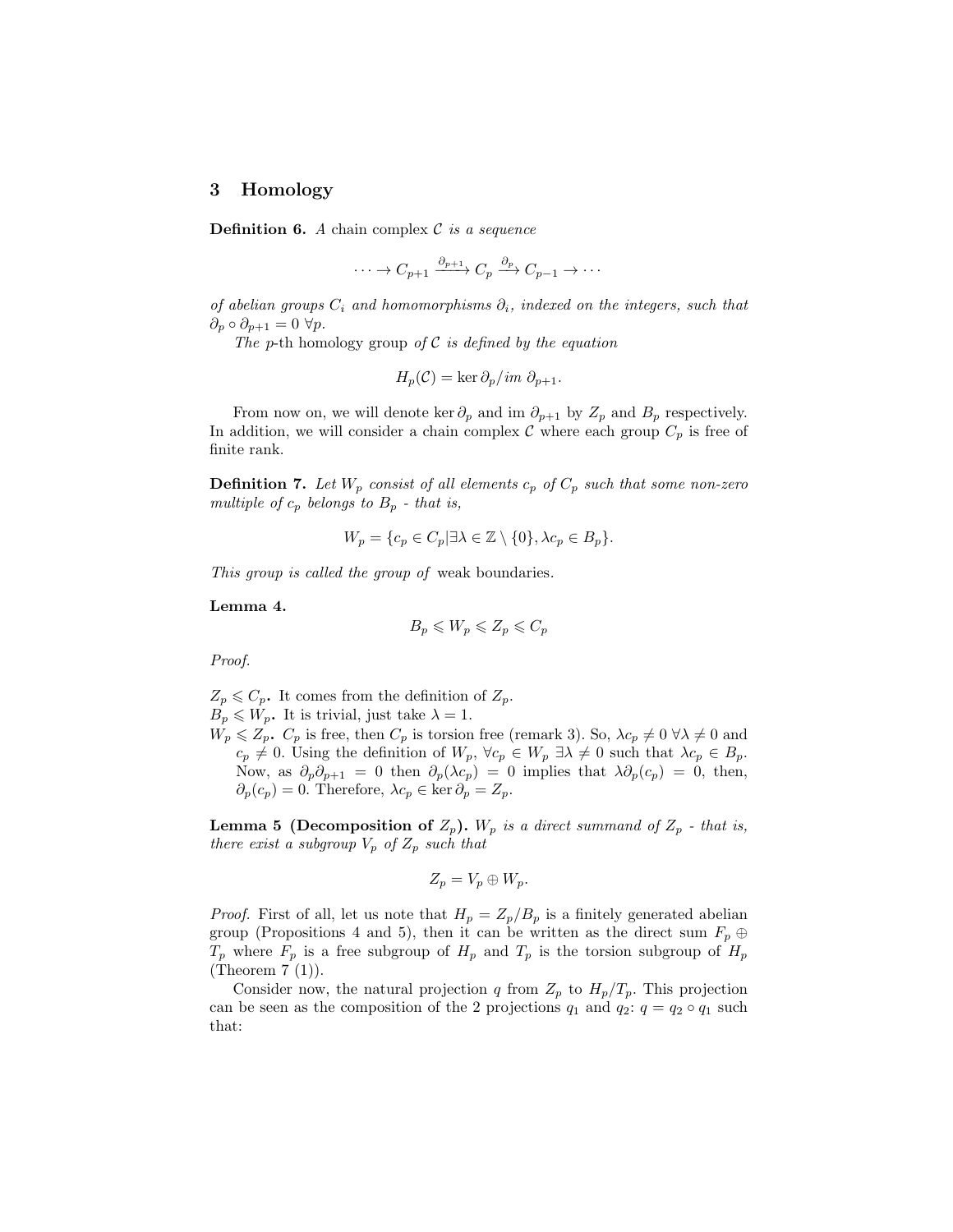## 3 Homology

**Definition 6.** *A* chain complex $\mathcal{C}$ *is a sequence*

$$\cdots \to C_{p+1} \xrightarrow{\partial_{p+1}} C_p \xrightarrow{\partial_p} C_{p-1} \to \cdots$$

*of abelian groups $C_i$ and homomorphisms $\partial_i$, indexed on the integers, such that $\partial_p \circ \partial_{p+1} = 0 \ \forall p$.*

*The $p$-th* homology group *of $\mathcal{C}$ is defined by the equation*

$$H_p(\mathcal{C}) = \ker \partial_p / im \ \partial_{p+1}.$$

From now on, we will denote $\ker \partial_p$ and im $\partial_{p+1}$ by $Z_p$ and $B_p$ respectively. In addition, we will consider a chain complex $\mathcal{C}$ where each group $C_p$ is free of finite rank.

**Definition 7.** *Let $W_p$ consist of all elements $c_p$ of $C_p$ such that some non-zero multiple of $c_p$ belongs to $B_p$ - that is,*

$$W_p = \{c_p \in C_p | \exists \lambda \in \mathbb{Z} \setminus \{0\}, \lambda c_p \in B_p\}.$$

*This group is called the group of* weak boundaries.

**Lemma 4.**

$$B_p \leqslant W_p \leqslant Z_p \leqslant C_p$$

*Proof.*

$Z_p \leqslant C_p$**.** It comes from the definition of $Z_p$.
$B_p \leqslant W_p$**.** It is trivial, just take $\lambda = 1$.
$W_p \leqslant Z_p$**.** $C_p$ is free, then $C_p$ is torsion free (remark 3). So, $\lambda c_p \neq 0 \ \forall \lambda \neq 0$ and $c_p \neq 0$. Using the definition of $W_p$, $\forall c_p \in W_p \ \exists \lambda \neq 0$ such that $\lambda c_p \in B_p$. Now, as $\partial_p \partial_{p+1} = 0$ then $\partial_p(\lambda c_p) = 0$ implies that $\lambda \partial_p(c_p) = 0$, then, $\partial_p(c_p) = 0$. Therefore, $\lambda c_p \in \ker \partial_p = Z_p$.

**Lemma 5 (Decomposition of $Z_p$).** *$W_p$ is a direct summand of $Z_p$ - that is, there exist a subgroup $V_p$ of $Z_p$ such that*

$$Z_p = V_p \oplus W_p.$$

*Proof.* First of all, let us note that $H_p = Z_p/B_p$ is a finitely generated abelian group (Propositions 4 and 5), then it can be written as the direct sum $F_p \oplus T_p$ where $F_p$ is a free subgroup of $H_p$ and $T_p$ is the torsion subgroup of $H_p$ (Theorem 7 (1)).

Consider now, the natural projection $q$ from $Z_p$ to $H_p/T_p$. This projection can be seen as the composition of the 2 projections $q_1$ and $q_2$: $q = q_2 \circ q_1$ such that: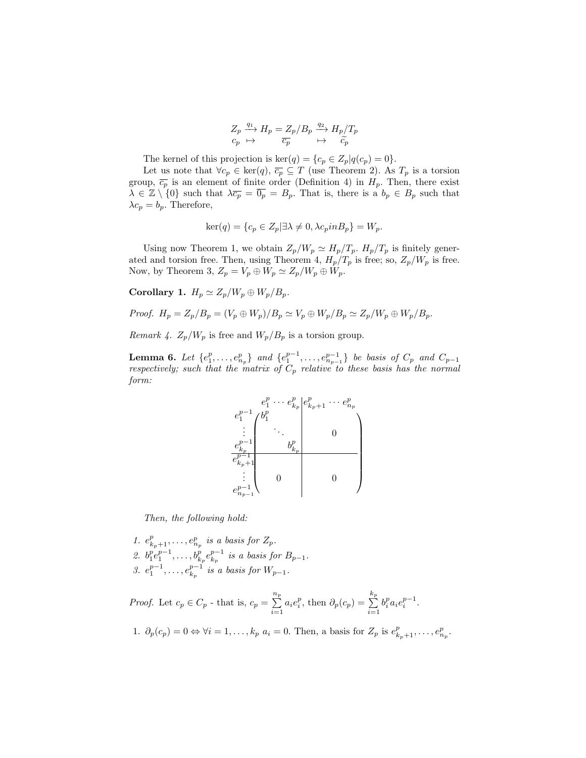$$
\begin{array}{ccccc}
Z_p & \xrightarrow{q_1} & H_p = Z_p/B_p & \xrightarrow{q_2} & H_p/T_p \\
c_p & \mapsto & \overline{c_p} & \mapsto & \widetilde{c}_p
\end{array}
$$

The kernel of this projection is $\ker(q) = \{c_p \in Z_p | q(c_p) = 0\}$.

Let us note that $\forall c_p \in \ker(q)$, $\overline{c_p} \subseteq T$ (use Theorem 2). As $T_p$ is a torsion group, $\overline{c_p}$ is an element of finite order (Definition 4) in $H_p$. Then, there exist $\lambda \in \mathbb{Z} \setminus \{0\}$ such that $\lambda \overline{c_p} = \overline{0_p} = B_p$. That is, there is a $b_p \in B_p$ such that $\lambda c_p = b_p$. Therefore,

$$\ker(q) = \{c_p \in Z_p | \exists \lambda \neq 0, \lambda c_p in B_p\} = W_p.$$

Using now Theorem 1, we obtain $Z_p/W_p \simeq H_p/T_p$. $H_p/T_p$ is finitely generated and torsion free. Then, using Theorem 4, $H_p/T_p$ is free; so, $Z_p/W_p$ is free. Now, by Theorem 3, $Z_p = V_p \oplus W_p \simeq Z_p/W_p \oplus W_p$.

**Corollary 1.** $H_p \simeq Z_p/W_p \oplus W_p/B_p$.

*Proof.* $H_p = Z_p/B_p = (V_p \oplus W_p)/B_p \simeq V_p \oplus W_p/B_p \simeq Z_p/W_p \oplus W_p/B_p$.

*Remark 4.* $Z_p/W_p$ is free and $W_p/B_p$ is a torsion group.

**Lemma 6.** *Let $\{e^p_1, \ldots, e^p_{n_p}\}$ and $\{e^{p-1}_1, \ldots, e^{p-1}_{n_{p-1}}\}$ be basis of $C_p$ and $C_{p-1}$ respectively; such that the matrix of $C_p$ relative to these basis has the normal form:*

$$
\begin{array}{c|ccc|ccc}
 & e^p_1 & \cdots & e^p_{k_p} & e^p_{k_p+1} & \cdots & e^p_{n_p} \\
\hline
e^{p-1}_1 & b^p_1 & & & & & \\
\vdots & & \ddots & & & 0 & \\
e^{p-1}_{k_p} & & & b^p_{k_p} & & & \\
\hline
e^{p-1}_{k_p+1} & & & & & & \\
\vdots & & 0 & & & 0 & \\
e^{p-1}_{n_{p-1}} & & & & & &
\end{array}
$$

*Then, the following hold:*

1. *$e^p_{k_p+1}, \ldots, e^p_{n_p}$ is a basis for $Z_p$.*
2. *$b^p_1 e^{p-1}_1, \ldots, b^p_{k_p} e^{p-1}_{k_p}$ is a basis for $B_{p-1}$.*
3. *$e^{p-1}_1, \ldots, e^{p-1}_{k_p}$ is a basis for $W_{p-1}$.*

*Proof.* Let $c_p \in C_p$ - that is, $c_p = \sum\limits_{i=1}^{n_p} a_i e^p_i$, then $\partial_p(c_p) = \sum\limits_{i=1}^{k_p} b^p_i a_i e^{p-1}_i$.

1. $\partial_p(c_p) = 0 \Leftrightarrow \forall i = 1, \ldots, k_p \; a_i = 0$. Then, a basis for $Z_p$ is $e^p_{k_p+1}, \ldots, e^p_{n_p}$.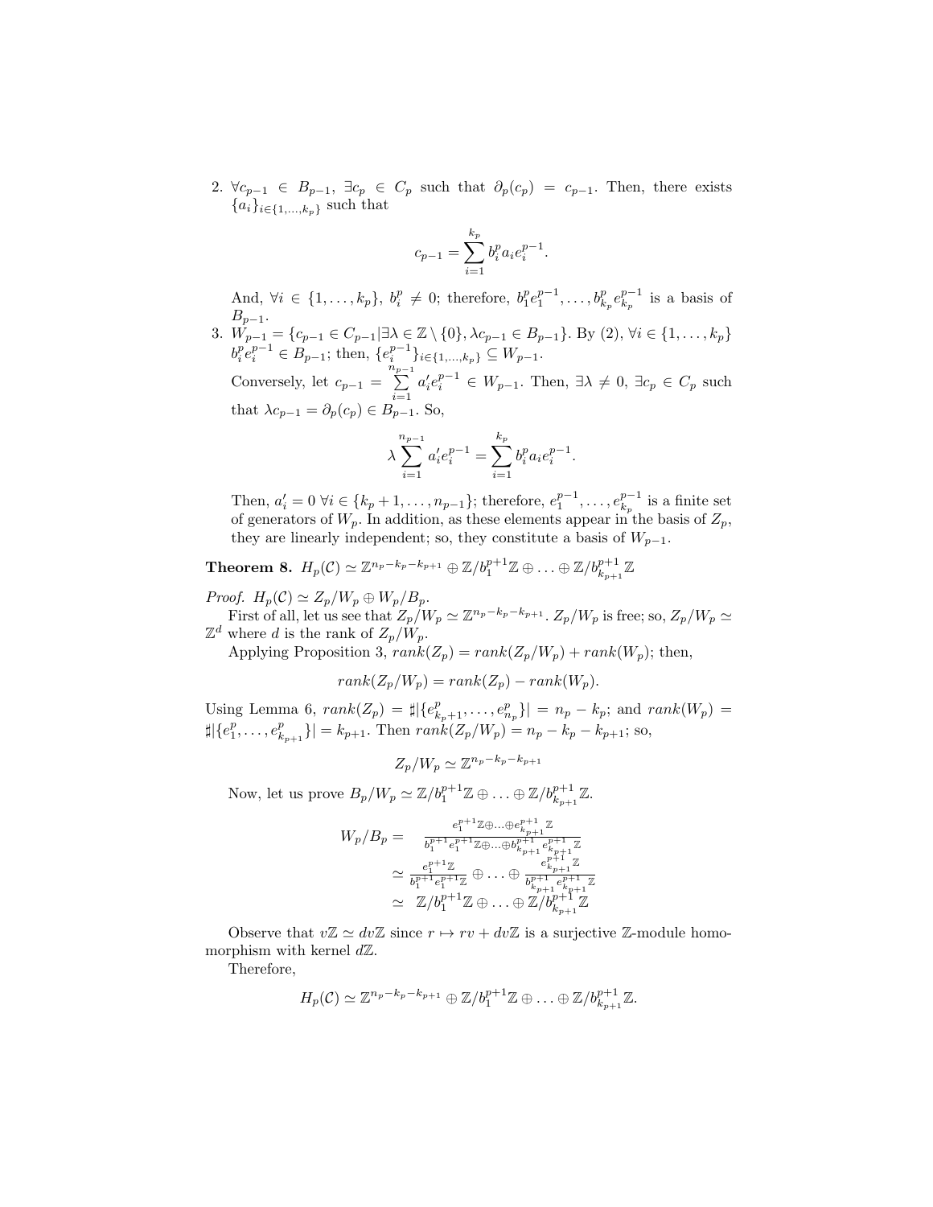2. $\forall c_{p-1} \in B_{p-1}$, $\exists c_p \in C_p$ such that $\partial_p(c_p) = c_{p-1}$. Then, there exists $\{a_i\}_{i\in\{1,\ldots,k_p\}}$ such that

$$c_{p-1} = \sum_{i=1}^{k_p} b_i^p a_i e_i^{p-1}.$$

And, $\forall i \in \{1,\ldots,k_p\}$, $b_i^p \neq 0$; therefore, $b_1^p e_1^{p-1},\ldots,b_{k_p}^p e_{k_p}^{p-1}$ is a basis of $B_{p-1}$.

3. $W_{p-1} = \{c_{p-1} \in C_{p-1} | \exists \lambda \in \mathbb{Z}\setminus\{0\}, \lambda c_{p-1} \in B_{p-1}\}$. By (2), $\forall i \in \{1,\ldots,k_p\}$ $b_i^p e_i^{p-1} \in B_{p-1}$; then, $\{e_i^{p-1}\}_{i\in\{1,\ldots,k_p\}} \subseteq W_{p-1}$.

   Conversely, let $c_{p-1} = \sum\limits_{i=1}^{n_{p-1}} a_i' e_i^{p-1} \in W_{p-1}$. Then, $\exists \lambda \neq 0$, $\exists c_p \in C_p$ such that $\lambda c_{p-1} = \partial_p(c_p) \in B_{p-1}$. So,

$$\lambda \sum_{i=1}^{n_{p-1}} a_i' e_i^{p-1} = \sum_{i=1}^{k_p} b_i^p a_i e_i^{p-1}.$$

   Then, $a_i' = 0$ $\forall i \in \{k_p+1,\ldots,n_{p-1}\}$; therefore, $e_1^{p-1},\ldots,e_{k_p}^{p-1}$ is a finite set of generators of $W_p$. In addition, as these elements appear in the basis of $Z_p$, they are linearly independent; so, they constitute a basis of $W_{p-1}$.

**Theorem 8.** $H_p(\mathcal{C}) \simeq \mathbb{Z}^{n_p-k_p-k_{p+1}} \oplus \mathbb{Z}/b_1^{p+1}\mathbb{Z} \oplus \ldots \oplus \mathbb{Z}/b_{k_{p+1}}^{p+1}\mathbb{Z}$

*Proof.* $H_p(\mathcal{C}) \simeq Z_p/W_p \oplus W_p/B_p$.

First of all, let us see that $Z_p/W_p \simeq \mathbb{Z}^{n_p-k_p-k_{p+1}}$. $Z_p/W_p$ is free; so, $Z_p/W_p \simeq \mathbb{Z}^d$ where $d$ is the rank of $Z_p/W_p$.

Applying Proposition 3, $rank(Z_p) = rank(Z_p/W_p) + rank(W_p)$; then,

$$rank(Z_p/W_p) = rank(Z_p) - rank(W_p).$$

Using Lemma 6, $rank(Z_p) = \sharp|\{e_{k_p+1}^p,\ldots,e_{n_p}^p\}| = n_p - k_p$; and $rank(W_p) = \sharp|\{e_1^p,\ldots,e_{k_{p+1}}^p\}| = k_{p+1}$. Then $rank(Z_p/W_p) = n_p - k_p - k_{p+1}$; so,

$$Z_p/W_p \simeq \mathbb{Z}^{n_p-k_p-k_{p+1}}$$

Now, let us prove $B_p/W_p \simeq \mathbb{Z}/b_1^{p+1}\mathbb{Z} \oplus \ldots \oplus \mathbb{Z}/b_{k_{p+1}}^{p+1}\mathbb{Z}$.

$$\begin{aligned} W_p/B_p = & \ \frac{e_1^{p+1}\mathbb{Z}\oplus\ldots\oplus e_{k_{p+1}}^{p+1}\mathbb{Z}}{b_1^{p+1}e_1^{p+1}\mathbb{Z}\oplus\ldots\oplus b_{k_{p+1}}^{p+1}e_{k_{p+1}}^{p+1}\mathbb{Z}} \\ \simeq & \ \frac{e_1^{p+1}\mathbb{Z}}{b_1^{p+1}e_1^{p+1}\mathbb{Z}} \oplus \ldots \oplus \frac{e_{k_{p+1}}^{p+1}\mathbb{Z}}{b_{k_{p+1}}^{p+1}e_{k_{p+1}}^{p+1}\mathbb{Z}} \\ \simeq & \ \mathbb{Z}/b_1^{p+1}\mathbb{Z} \oplus \ldots \oplus \mathbb{Z}/b_{k_{p+1}}^{p+1}\mathbb{Z} \end{aligned}$$

Observe that $v\mathbb{Z} \simeq dv\mathbb{Z}$ since $r \mapsto rv + dv\mathbb{Z}$ is a surjective $\mathbb{Z}$-module homomorphism with kernel $d\mathbb{Z}$.

Therefore,

$$H_p(\mathcal{C}) \simeq \mathbb{Z}^{n_p-k_p-k_{p+1}} \oplus \mathbb{Z}/b_1^{p+1}\mathbb{Z} \oplus \ldots \oplus \mathbb{Z}/b_{k_{p+1}}^{p+1}\mathbb{Z}.$$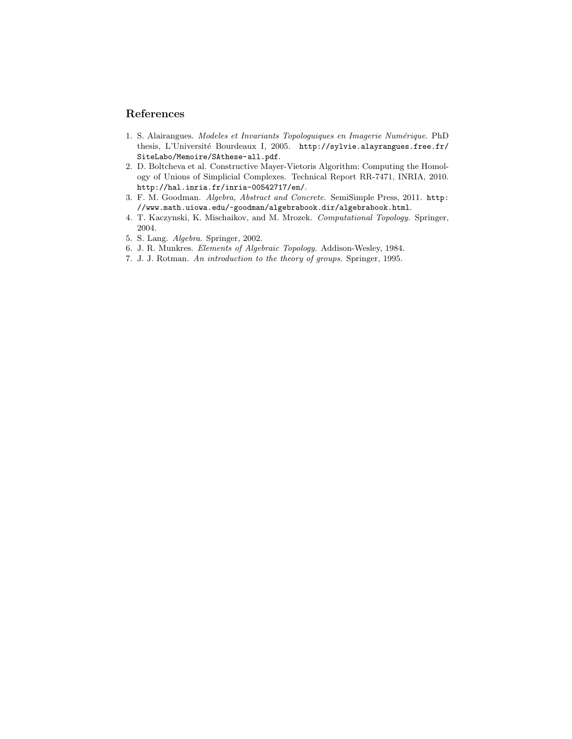## References

1. S. Alairangues. *Modeles et Invariants Topologuiques en Imagerie Numérique*. PhD thesis, L'Université Bourdeaux I, 2005. `http://sylvie.alayrangues.free.fr/SiteLabo/Memoire/SAthese-all.pdf`.
2. D. Boltcheva et al. Constructive Mayer-Vietoris Algorithm: Computing the Homology of Unions of Simplicial Complexes. Technical Report RR-7471, INRIA, 2010. `http://hal.inria.fr/inria-00542717/en/`.
3. F. M. Goodman. *Algebra, Abstract and Concrete*. SemiSimple Press, 2011. `http://www.math.uiowa.edu/~goodman/algebrabook.dir/algebrabook.html`.
4. T. Kaczynski, K. Mischaikov, and M. Mrozek. *Computational Topology*. Springer, 2004.
5. S. Lang. *Algebra*. Springer, 2002.
6. J. R. Munkres. *Elements of Algebraic Topology*. Addison-Wesley, 1984.
7. J. J. Rotman. *An introduction to the theory of groups*. Springer, 1995.